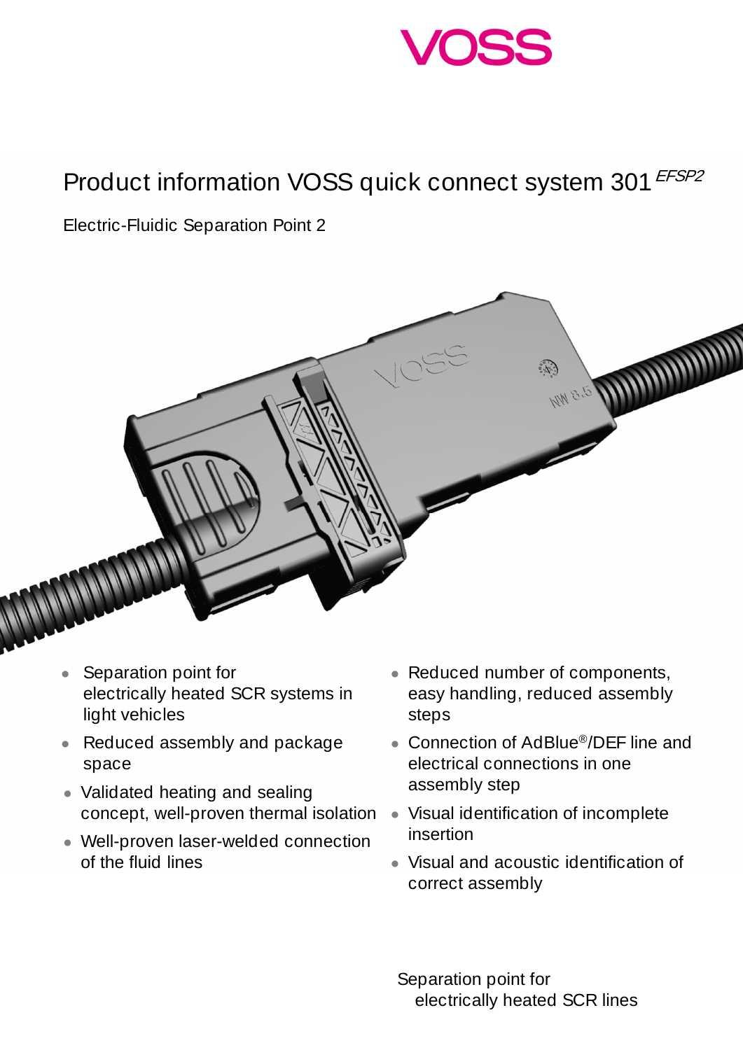VOSS

# Product information VOSS quick connect system 301 *EFSP2*

Electric-Fluidic Separation Point 2

- Separation point for electrically heated SCR systems in light vehicles
- Reduced assembly and package space
- Validated heating and sealing concept, well-proven thermal isolation
- Well-proven laser-welded connection of the fluid lines
- Reduced number of components, easy handling, reduced assembly steps
- Connection of AdBlue®/DEF line and electrical connections in one assembly step
- Visual identification of incomplete insertion
- Visual and acoustic identification of correct assembly

Separation point for electrically heated SCR lines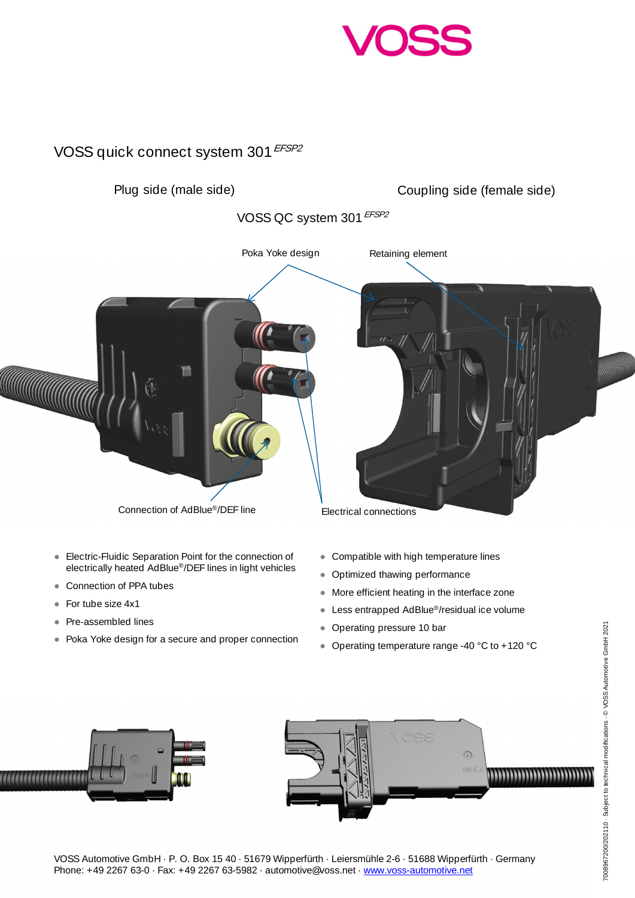# VOSS quick connect system 301 *EFSP2*

Plug side (male side)

Coupling side (female side)

VOSS QC system 301 *EFSP2*

Poka Yoke design

Retaining element

Connection of AdBlue®/DEF line

Electrical connections

- Electric-Fluidic Separation Point for the connection of electrically heated AdBlue®/DEF lines in light vehicles
- Connection of PPA tubes
- For tube size 4x1
- Pre-assembled lines
- Poka Yoke design for a secure and proper connection
- Compatible with high temperature lines
- Optimized thawing performance
- More efficient heating in the interface zone
- Less entrapped AdBlue®/residual ice volume
- Operating pressure 10 bar
- Operating temperature range -40 °C to +120 °C

7008967200/202110 · Subject to technical modifications · © VOSS Automotive GmbH 2021

VOSS Automotive GmbH · P. O. Box 15 40 · 51679 Wipperfürth · Leiersmühle 2-6 · 51688 Wipperfürth · Germany
Phone: +49 2267 63-0 · Fax: +49 2267 63-5982 · automotive@voss.net · www.voss-automotive.net